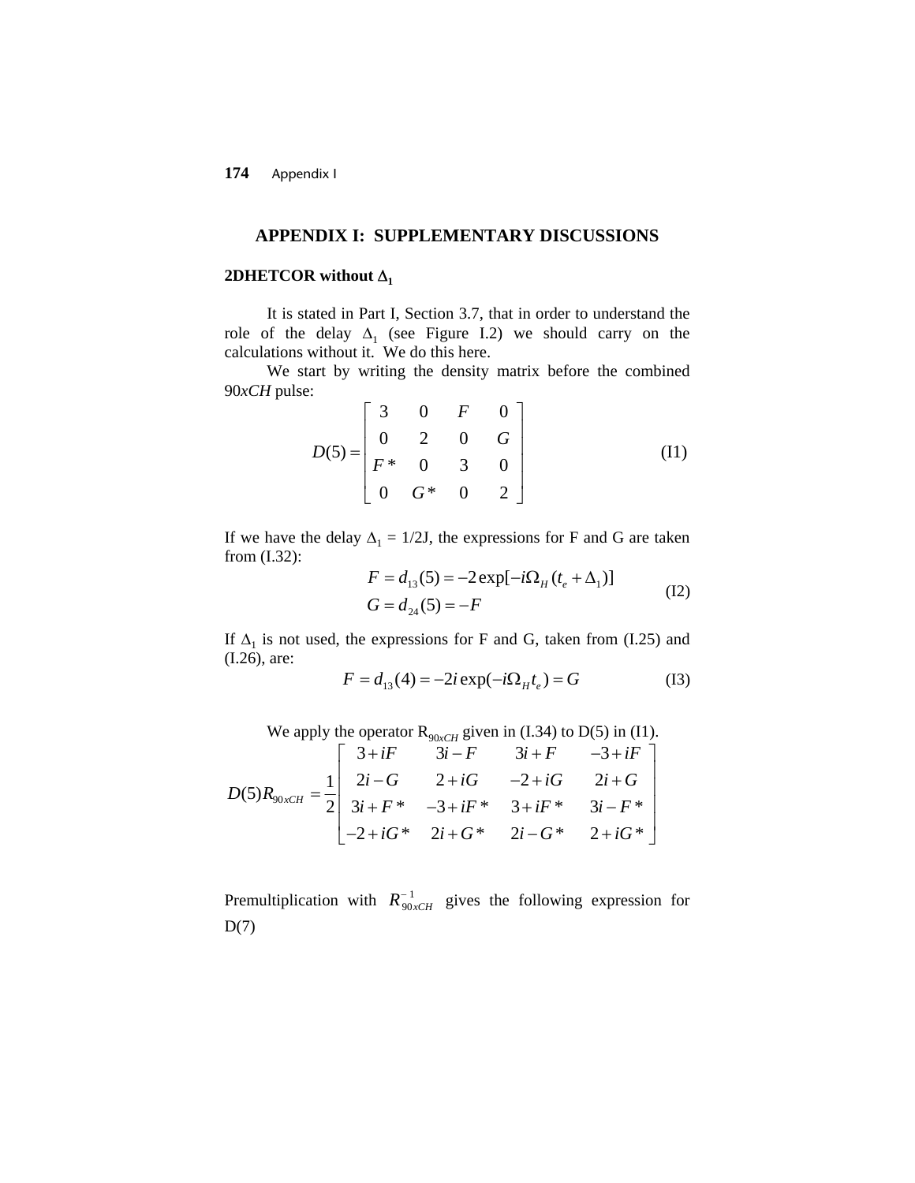# APPENDIX I: SUPPLEMENTARY DISCUSSIONS

## 2DHETCOR without $\Delta_1$

It is stated in Part I, Section 3.7, that in order to understand the role of the delay $\Delta_1$ (see Figure I.2) we should carry on the calculations without it. We do this here.

We start by writing the density matrix before the combined 90*xCH* pulse:

$$D(5) = \begin{bmatrix} 3 & 0 & F & 0 \\ 0 & 2 & 0 & G \\ F^* & 0 & 3 & 0 \\ 0 & G^* & 0 & 2 \end{bmatrix} \tag{I1}$$

If we have the delay $\Delta_1 = 1/2J$, the expressions for F and G are taken from (I.32):

$$\begin{aligned} F &= d_{13}(5) = -2\exp[-i\Omega_H(t_e + \Delta_1)] \\ G &= d_{24}(5) = -F \end{aligned} \tag{I2}$$

If $\Delta_1$ is not used, the expressions for F and G, taken from (I.25) and (I.26), are:

$$F = d_{13}(4) = -2i\exp(-i\Omega_H t_e) = G \tag{I3}$$

We apply the operator $R_{90xCH}$ given in (I.34) to D(5) in (I1).

$$D(5)R_{90xCH} = \frac{1}{2}\begin{bmatrix} 3+iF & 3i-F & 3i+F & -3+iF \\ 2i-G & 2+iG & -2+iG & 2i+G \\ 3i+F^* & -3+iF^* & 3+iF^* & 3i-F^* \\ -2+iG^* & 2i+G^* & 2i-G^* & 2+iG^* \end{bmatrix}$$

Premultiplication with $R_{90xCH}^{-1}$ gives the following expression for D(7)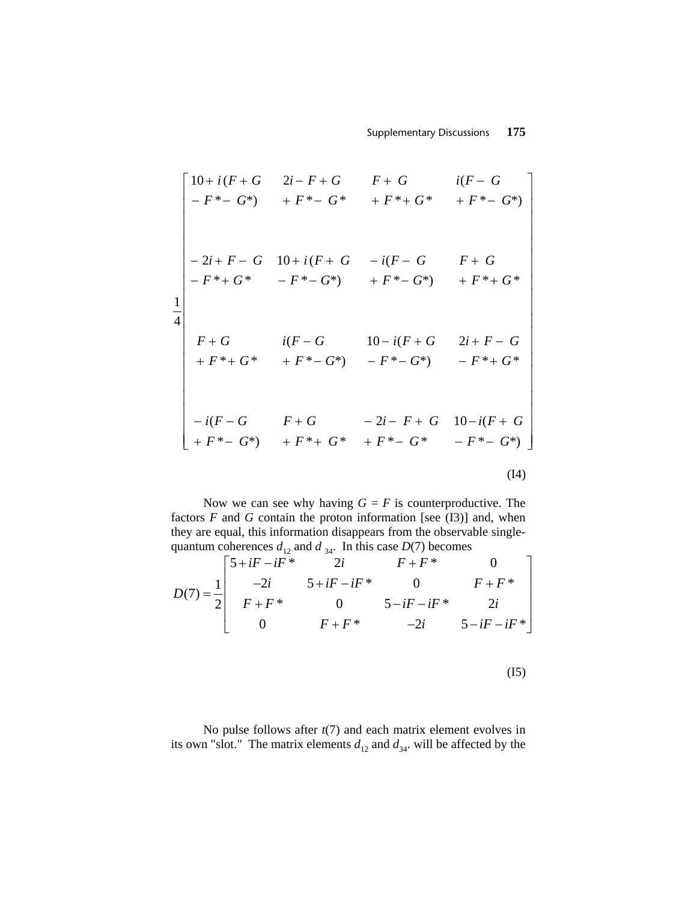$$
\frac{1}{4}\begin{bmatrix}
\begin{array}{c}10+i(F+G\\-F^*-G^*)\end{array} & \begin{array}{c}2i-F+G\\+F^*-G^*\end{array} & \begin{array}{c}F+G\\+F^*+G^*\end{array} & \begin{array}{c}i(F-G\\+F^*-G^*)\end{array} \\[2em]
\begin{array}{c}-2i+F-G\\-F^*+G^*\end{array} & \begin{array}{c}10+i(F+G\\-F^*-G^*)\end{array} & \begin{array}{c}-i(F-G\\+F^*-G^*)\end{array} & \begin{array}{c}F+G\\+F^*+G^*\end{array} \\[2em]
\begin{array}{c}F+G\\+F^*+G^*\end{array} & \begin{array}{c}i(F-G\\+F^*-G^*)\end{array} & \begin{array}{c}10-i(F+G\\-F^*-G^*)\end{array} & \begin{array}{c}2i+F-G\\-F^*+G^*\end{array} \\[2em]
\begin{array}{c}-i(F-G\\+F^*-G^*)\end{array} & \begin{array}{c}F+G\\+F^*+G^*\end{array} & \begin{array}{c}-2i-F+G\\+F^*-G^*\end{array} & \begin{array}{c}10-i(F+G\\-F^*-G^*)\end{array}
\end{bmatrix}
$$

(I4)

Now we can see why having $G = F$ is counterproductive. The factors $F$ and $G$ contain the proton information [see (I3)] and, when they are equal, this information disappears from the observable single-quantum coherences $d_{12}$ and $d_{34}$. In this case $D(7)$ becomes

$$
D(7)=\frac{1}{2}\begin{bmatrix}
5+iF-iF^* & 2i & F+F^* & 0 \\
-2i & 5+iF-iF^* & 0 & F+F^* \\
F+F^* & 0 & 5-iF-iF^* & 2i \\
0 & F+F^* & -2i & 5-iF-iF^*
\end{bmatrix}
$$

(I5)

No pulse follows after $t(7)$ and each matrix element evolves in its own "slot." The matrix elements $d_{12}$ and $d_{34}$. will be affected by the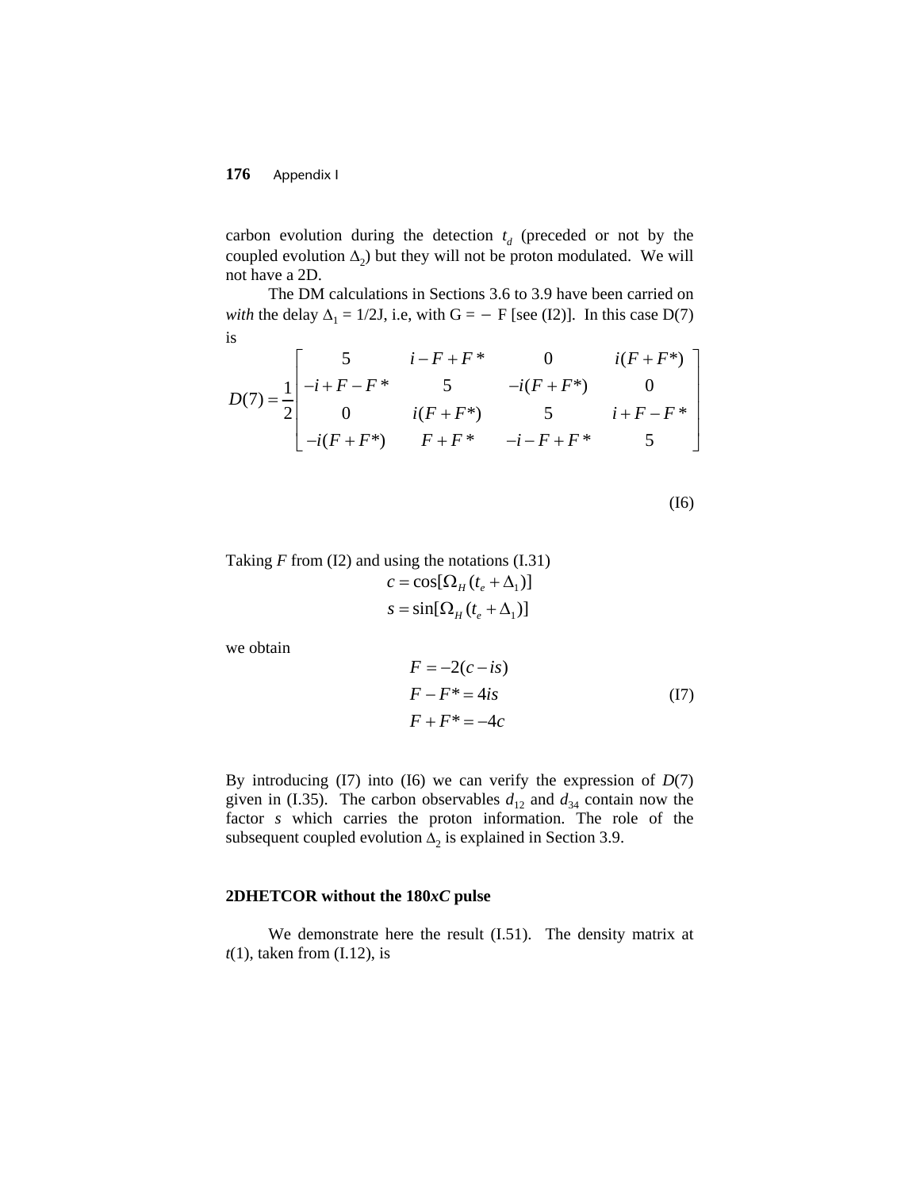carbon evolution during the detection $t_d$ (preceded or not by the coupled evolution $\Delta_2$) but they will not be proton modulated. We will not have a 2D.

The DM calculations in Sections 3.6 to 3.9 have been carried on *with* the delay $\Delta_1 = 1/2J$, i.e, with G = − F [see (I2)]. In this case D(7) is

$$D(7) = \frac{1}{2}\begin{bmatrix} 5 & i - F + F^* & 0 & i(F + F^*) \\ -i + F - F^* & 5 & -i(F + F^*) & 0 \\ 0 & i(F + F^*) & 5 & i + F - F^* \\ -i(F + F^*) & F + F^* & -i - F + F^* & 5 \end{bmatrix} \tag{I6}$$

Taking $F$ from (I2) and using the notations (I.31)

$$c = \cos[\Omega_H (t_e + \Delta_1)]$$
$$s = \sin[\Omega_H (t_e + \Delta_1)]$$

we obtain

$$\begin{aligned} F &= -2(c - is) \\ F - F^* &= 4is \\ F + F^* &= -4c \end{aligned} \tag{I7}$$

By introducing (I7) into (I6) we can verify the expression of $D(7)$ given in (I.35). The carbon observables $d_{12}$ and $d_{34}$ contain now the factor $s$ which carries the proton information. The role of the subsequent coupled evolution $\Delta_2$ is explained in Section 3.9.

## 2DHETCOR without the 180*xC* pulse

We demonstrate here the result (I.51). The density matrix at $t(1)$, taken from (I.12), is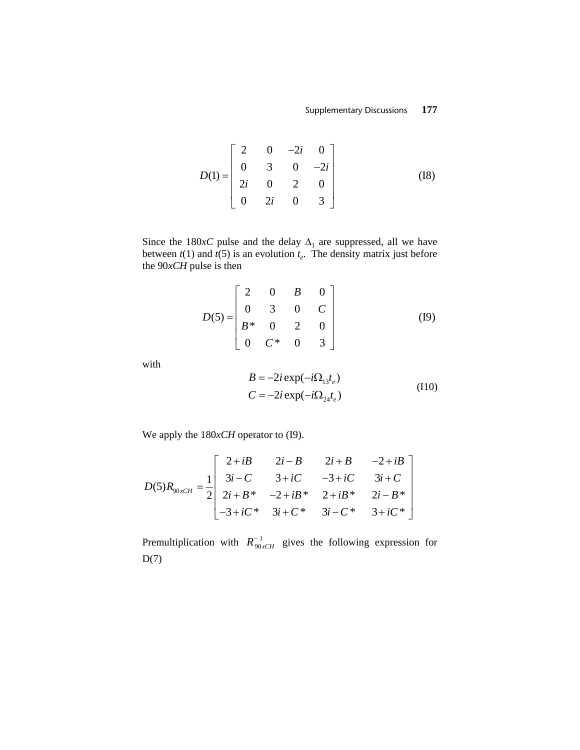$$D(1) = \begin{bmatrix} 2 & 0 & -2i & 0 \\ 0 & 3 & 0 & -2i \\ 2i & 0 & 2 & 0 \\ 0 & 2i & 0 & 3 \end{bmatrix} \tag{I8}$$

Since the 180$xC$ pulse and the delay $\Delta_1$ are suppressed, all we have between $t(1)$ and $t(5)$ is an evolution $t_e$. The density matrix just before the 90$xCH$ pulse is then

$$D(5) = \begin{bmatrix} 2 & 0 & B & 0 \\ 0 & 3 & 0 & C \\ B* & 0 & 2 & 0 \\ 0 & C* & 0 & 3 \end{bmatrix} \tag{I9}$$

with

$$\begin{aligned} B &= -2i\exp(-i\Omega_{13}t_e) \\ C &= -2i\exp(-i\Omega_{24}t_e) \end{aligned} \tag{I10}$$

We apply the 180$xCH$ operator to (I9).

$$D(5)R_{90xCH} = \frac{1}{2}\begin{bmatrix} 2+iB & 2i-B & 2i+B & -2+iB \\ 3i-C & 3+iC & -3+iC & 3i+C \\ 2i+B* & -2+iB* & 2+iB* & 2i-B* \\ -3+iC* & 3i+C* & 3i-C* & 3+iC* \end{bmatrix}$$

Premultiplication with $R^{-1}_{90xCH}$ gives the following expression for D(7)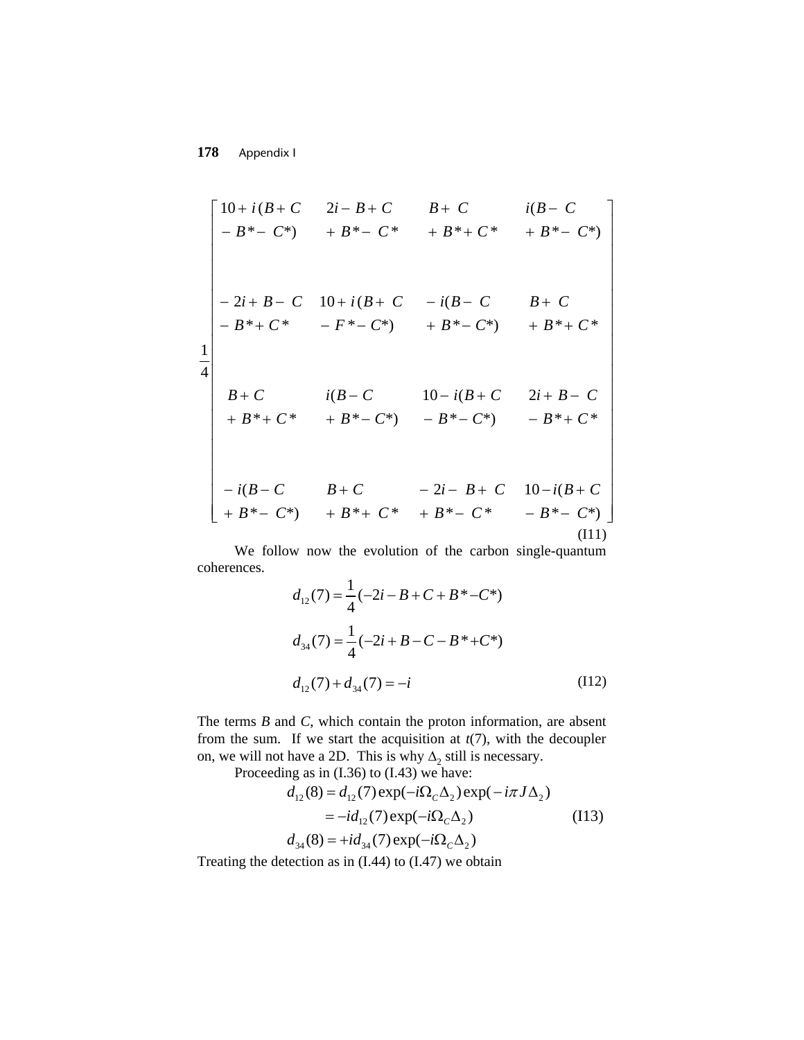$$
\frac{1}{4}\begin{bmatrix}
10+i(B+C-B^{*}-C^{*}) & 2i-B+C+B^{*}-C^{*} & B+C+B^{*}+C^{*} & i(B-C+B^{*}-C^{*}) \\
-2i+B-C-B^{*}+C^{*} & 10+i(B+C-F^{*}-C^{*}) & -i(B-C+B^{*}-C^{*}) & B+C+B^{*}+C^{*} \\
B+C+B^{*}+C^{*} & i(B-C+B^{*}-C^{*}) & 10-i(B+C-B^{*}-C^{*}) & 2i+B-C-B^{*}+C^{*} \\
-i(B-C+B^{*}-C^{*}) & B+C+B^{*}+C^{*} & -2i-B+C+B^{*}-C^{*} & 10-i(B+C-B^{*}-C^{*})
\end{bmatrix} \tag{I11}
$$

We follow now the evolution of the carbon single-quantum coherences.

$$
d_{12}(7)=\frac{1}{4}(-2i-B+C+B^{*}-C^{*})
$$

$$
d_{34}(7)=\frac{1}{4}(-2i+B-C-B^{*}+C^{*})
$$

$$
d_{12}(7)+d_{34}(7)=-i \tag{I12}
$$

The terms $B$ and $C$, which contain the proton information, are absent from the sum. If we start the acquisition at $t(7)$, with the decoupler on, we will not have a 2D. This is why $\Delta_2$ still is necessary.

Proceeding as in (I.36) to (I.43) we have:

$$
\begin{aligned}
d_{12}(8) &= d_{12}(7)\exp(-i\Omega_C\Delta_2)\exp(-i\pi J\Delta_2) \\
&= -id_{12}(7)\exp(-i\Omega_C\Delta_2) \\
d_{34}(8) &= +id_{34}(7)\exp(-i\Omega_C\Delta_2)
\end{aligned} \tag{I13}
$$

Treating the detection as in (I.44) to (I.47) we obtain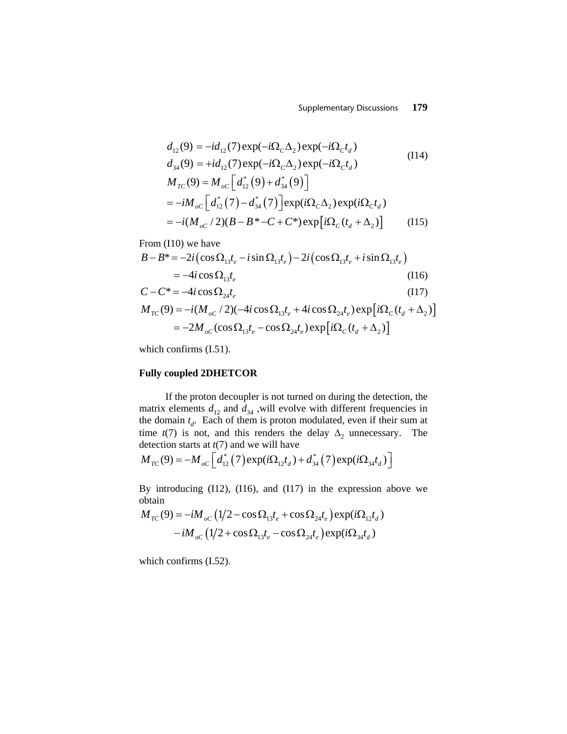$$
\begin{aligned}
d_{12}(9) &= -id_{12}(7)\exp(-i\Omega_C\Delta_2)\exp(-i\Omega_C t_d) \\
d_{34}(9) &= +id_{12}(7)\exp(-i\Omega_C\Delta_2)\exp(-i\Omega_C t_d)
\end{aligned} \tag{I14}
$$

$$
\begin{aligned}
M_{TC}(9) &= M_{oC}\left[d_{12}^*(9) + d_{34}^*(9)\right] \\
&= -iM_{oC}\left[d_{12}^*(7) - d_{34}^*(7)\right]\exp(i\Omega_C\Delta_2)\exp(i\Omega_C t_d) \\
&= -i(M_{oC}/2)(B - B^* - C + C^*)\exp\left[i\Omega_C(t_d + \Delta_2)\right]
\end{aligned} \tag{I15}
$$

From (I10) we have

$$
\begin{aligned}
B - B^* &= -2i\left(\cos\Omega_{13}t_e - i\sin\Omega_{13}t_e\right) - 2i\left(\cos\Omega_{13}t_e + i\sin\Omega_{13}t_e\right) \\
&= -4i\cos\Omega_{13}t_e
\end{aligned} \tag{I16}
$$

$$
C - C^* = -4i\cos\Omega_{24}t_e \tag{I17}
$$

$$
\begin{aligned}
M_{TC}(9) &= -i(M_{oC}/2)(-4i\cos\Omega_{13}t_e + 4i\cos\Omega_{24}t_e)\exp\left[i\Omega_C(t_d + \Delta_2)\right] \\
&= -2M_{oC}(\cos\Omega_{13}t_e - \cos\Omega_{24}t_e)\exp\left[i\Omega_C(t_d + \Delta_2)\right]
\end{aligned}
$$

which confirms (I.51).

**Fully coupled 2DHETCOR**

If the proton decoupler is not turned on during the detection, the matrix elements $d_{12}$ and $d_{34}$ ,will evolve with different frequencies in the domain $t_d$. Each of them is proton modulated, even if their sum at time $t(7)$ is not, and this renders the delay $\Delta_2$ unnecessary. The detection starts at $t(7)$ and we will have

$$
M_{TC}(9) = -M_{oC}\left[d_{12}^*(7)\exp(i\Omega_{12}t_d) + d_{34}^*(7)\exp(i\Omega_{34}t_d)\right]
$$

By introducing (I12), (I16), and (I17) in the expression above we obtain

$$
\begin{aligned}
M_{TC}(9) = &-iM_{oC}\left(1/2 - \cos\Omega_{13}t_e + \cos\Omega_{24}t_e\right)\exp(i\Omega_{12}t_d) \\
&-iM_{oC}\left(1/2 + \cos\Omega_{13}t_e - \cos\Omega_{24}t_e\right)\exp(i\Omega_{34}t_d)
\end{aligned}
$$

which confirms (I.52).